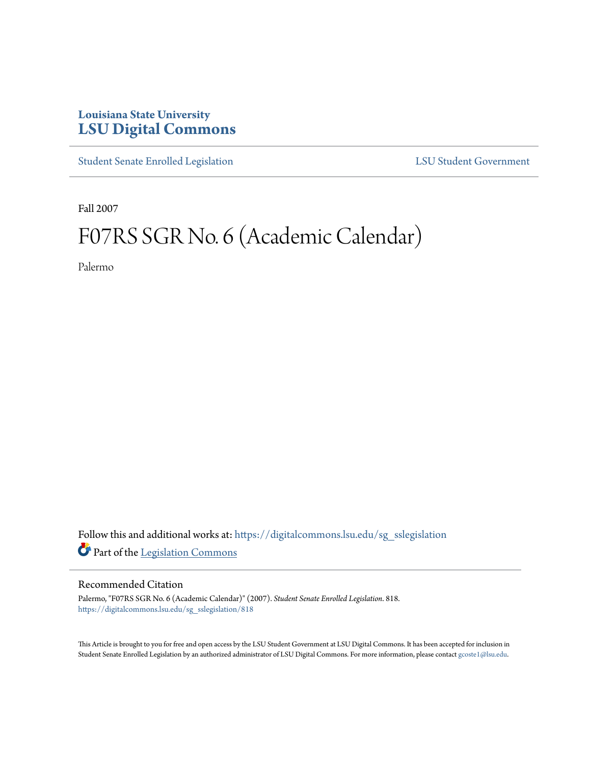Louisiana State University
# LSU Digital Commons

Student Senate Enrolled Legislation | LSU Student Government

Fall 2007

# F07RS SGR No. 6 (Academic Calendar)

Palermo

Follow this and additional works at: https://digitalcommons.lsu.edu/sg_sslegislation

Part of the Legislation Commons

## Recommended Citation

Palermo, "F07RS SGR No. 6 (Academic Calendar)" (2007). *Student Senate Enrolled Legislation*. 818.
https://digitalcommons.lsu.edu/sg_sslegislation/818

This Article is brought to you for free and open access by the LSU Student Government at LSU Digital Commons. It has been accepted for inclusion in Student Senate Enrolled Legislation by an authorized administrator of LSU Digital Commons. For more information, please contact gcoste1@lsu.edu.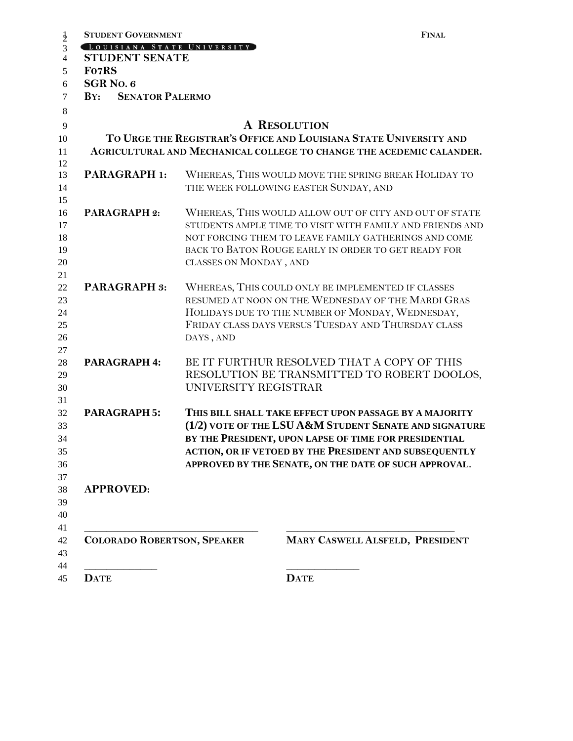STUDENT GOVERNMENT FINAL

LOUISIANA STATE UNIVERSITY

**STUDENT SENATE**

**F07RS**

**SGR No. 6**

**BY: SENATOR PALERMO**

## A RESOLUTION

### TO URGE THE REGISTRAR'S OFFICE AND LOUISIANA STATE UNIVERSITY AND AGRICULTURAL AND MECHANICAL COLLEGE TO CHANGE THE ACEDEMIC CALANDER.

**PARAGRAPH 1:** WHEREAS, THIS WOULD MOVE THE SPRING BREAK HOLIDAY TO THE WEEK FOLLOWING EASTER SUNDAY, AND

**PARAGRAPH 2:** WHEREAS, THIS WOULD ALLOW OUT OF CITY AND OUT OF STATE STUDENTS AMPLE TIME TO VISIT WITH FAMILY AND FRIENDS AND NOT FORCING THEM TO LEAVE FAMILY GATHERINGS AND COME BACK TO BATON ROUGE EARLY IN ORDER TO GET READY FOR CLASSES ON MONDAY , AND

**PARAGRAPH 3:** WHEREAS, THIS COULD ONLY BE IMPLEMENTED IF CLASSES RESUMED AT NOON ON THE WEDNESDAY OF THE MARDI GRAS HOLIDAYS DUE TO THE NUMBER OF MONDAY, WEDNESDAY, FRIDAY CLASS DAYS VERSUS TUESDAY AND THURSDAY CLASS DAYS , AND

**PARAGRAPH 4:** BE IT FURTHUR RESOLVED THAT A COPY OF THIS RESOLUTION BE TRANSMITTED TO ROBERT DOOLOS, UNIVERSITY REGISTRAR

**PARAGRAPH 5:** **THIS BILL SHALL TAKE EFFECT UPON PASSAGE BY A MAJORITY (1/2) VOTE OF THE LSU A&M STUDENT SENATE AND SIGNATURE BY THE PRESIDENT, UPON LAPSE OF TIME FOR PRESIDENTIAL ACTION, OR IF VETOED BY THE PRESIDENT AND SUBSEQUENTLY APPROVED BY THE SENATE, ON THE DATE OF SUCH APPROVAL.**

**APPROVED:**

______________________________ ______________________________

**COLORADO ROBERTSON, SPEAKER** **MARY CASWELL ALSFELD, PRESIDENT**

____________ ____________

**DATE** **DATE**